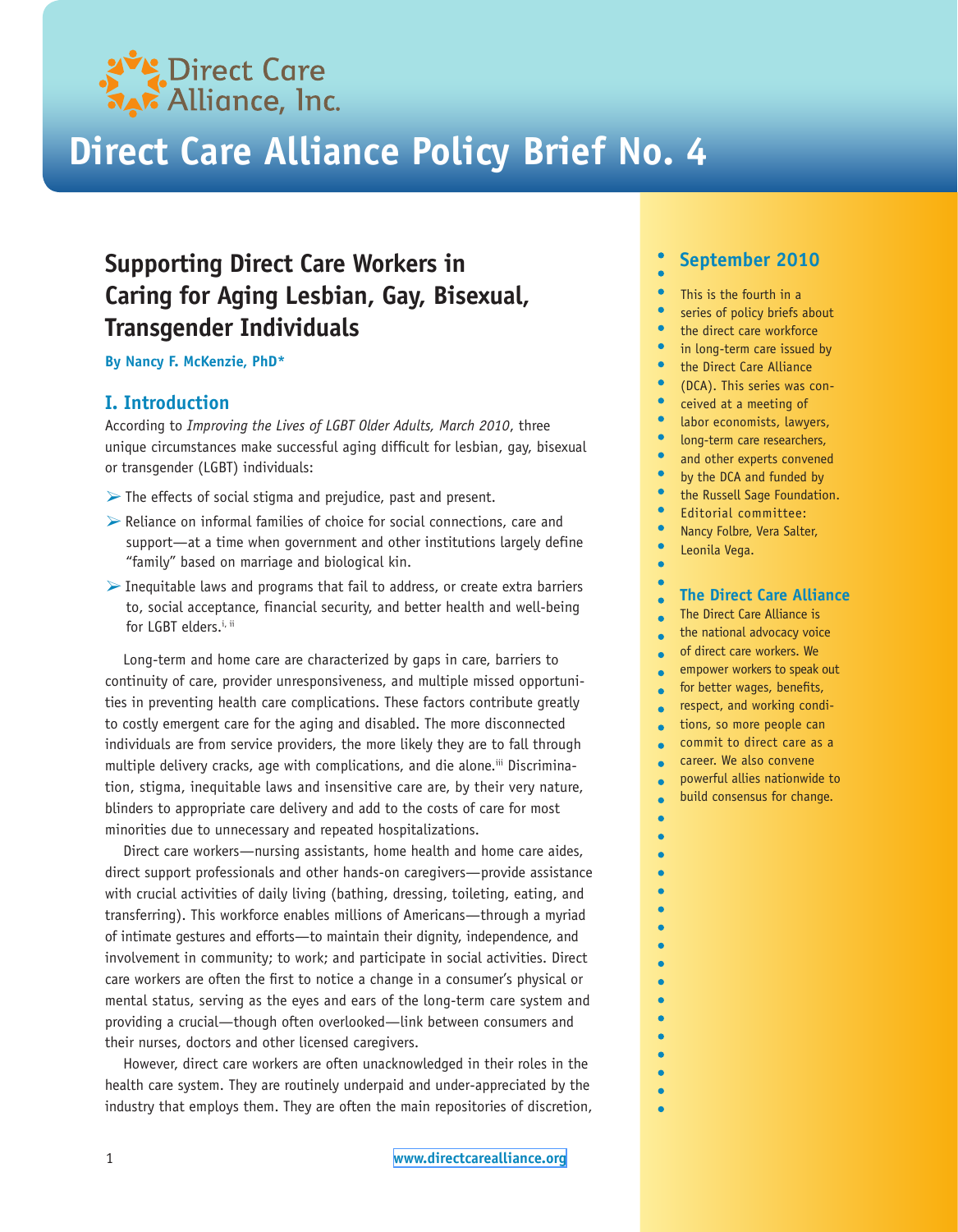Direct Care Alliance, Inc.

# Direct Care Alliance Policy Brief No. 4

## Supporting Direct Care Workers in Caring for Aging Lesbian, Gay, Bisexual, Transgender Individuals

**By Nancy F. McKenzie, PhD***

### I. Introduction

According to *Improving the Lives of LGBT Older Adults, March 2010*, three unique circumstances make successful aging difficult for lesbian, gay, bisexual or transgender (LGBT) individuals:

- The effects of social stigma and prejudice, past and present.
- Reliance on informal families of choice for social connections, care and support—at a time when government and other institutions largely define "family" based on marriage and biological kin.
- Inequitable laws and programs that fail to address, or create extra barriers to, social acceptance, financial security, and better health and well-being for LGBT elders.[i, ii]

Long-term and home care are characterized by gaps in care, barriers to continuity of care, provider unresponsiveness, and multiple missed opportunities in preventing health care complications. These factors contribute greatly to costly emergent care for the aging and disabled. The more disconnected individuals are from service providers, the more likely they are to fall through multiple delivery cracks, age with complications, and die alone.[iii] Discrimination, stigma, inequitable laws and insensitive care are, by their very nature, blinders to appropriate care delivery and add to the costs of care for most minorities due to unnecessary and repeated hospitalizations.

Direct care workers—nursing assistants, home health and home care aides, direct support professionals and other hands-on caregivers—provide assistance with crucial activities of daily living (bathing, dressing, toileting, eating, and transferring). This workforce enables millions of Americans—through a myriad of intimate gestures and efforts—to maintain their dignity, independence, and involvement in community; to work; and participate in social activities. Direct care workers are often the first to notice a change in a consumer's physical or mental status, serving as the eyes and ears of the long-term care system and providing a crucial—though often overlooked—link between consumers and their nurses, doctors and other licensed caregivers.

However, direct care workers are often unacknowledged in their roles in the health care system. They are routinely underpaid and under-appreciated by the industry that employs them. They are often the main repositories of discretion,

### September 2010

This is the fourth in a series of policy briefs about the direct care workforce in long-term care issued by the Direct Care Alliance (DCA). This series was conceived at a meeting of labor economists, lawyers, long-term care researchers, and other experts convened by the DCA and funded by the Russell Sage Foundation. Editorial committee: Nancy Folbre, Vera Salter, Leonila Vega.

### The Direct Care Alliance

The Direct Care Alliance is the national advocacy voice of direct care workers. We empower workers to speak out for better wages, benefits, respect, and working conditions, so more people can commit to direct care as a career. We also convene powerful allies nationwide to build consensus for change.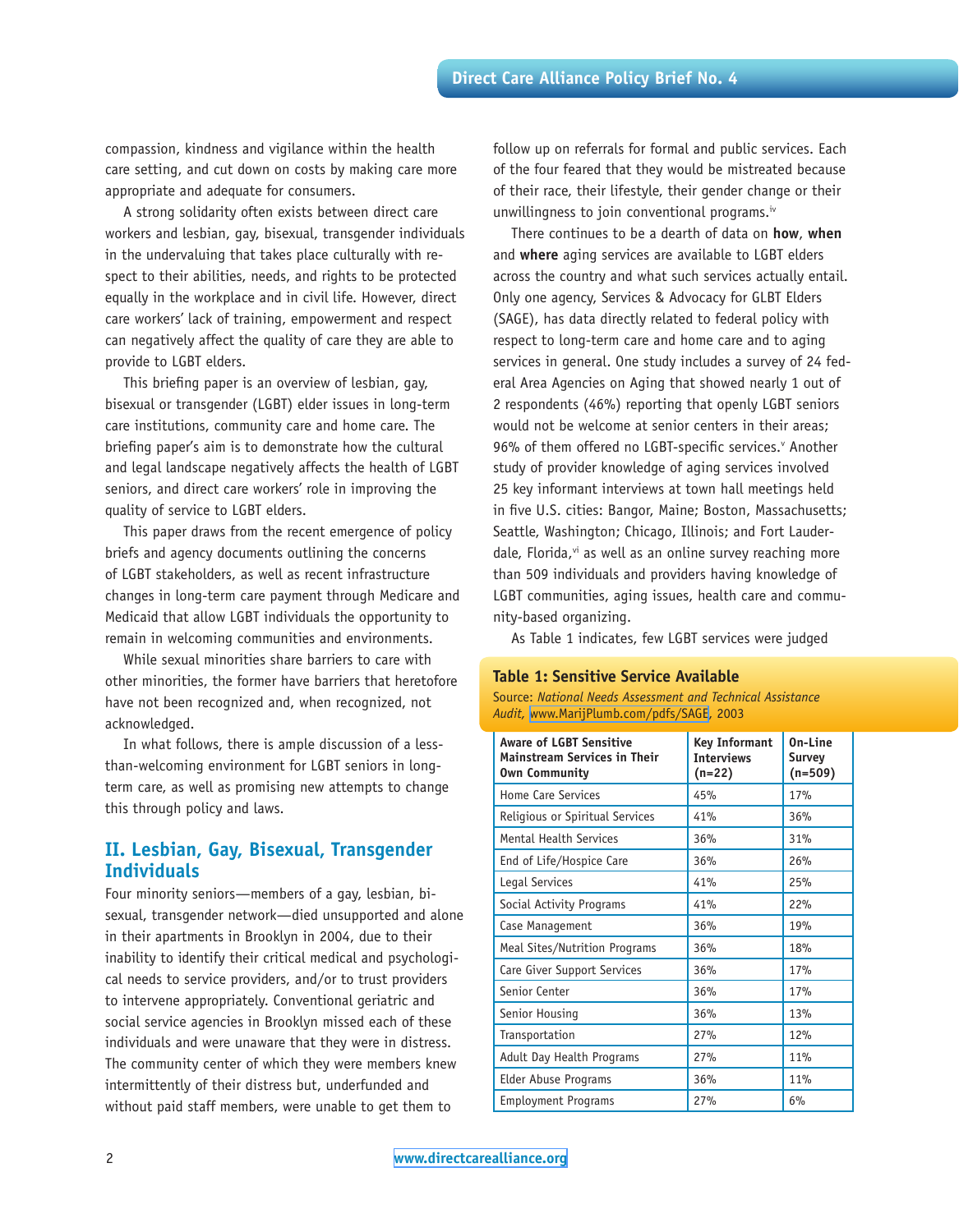compassion, kindness and vigilance within the health care setting, and cut down on costs by making care more appropriate and adequate for consumers.

A strong solidarity often exists between direct care workers and lesbian, gay, bisexual, transgender individuals in the undervaluing that takes place culturally with respect to their abilities, needs, and rights to be protected equally in the workplace and in civil life. However, direct care workers' lack of training, empowerment and respect can negatively affect the quality of care they are able to provide to LGBT elders.

This briefing paper is an overview of lesbian, gay, bisexual or transgender (LGBT) elder issues in long-term care institutions, community care and home care. The briefing paper's aim is to demonstrate how the cultural and legal landscape negatively affects the health of LGBT seniors, and direct care workers' role in improving the quality of service to LGBT elders.

This paper draws from the recent emergence of policy briefs and agency documents outlining the concerns of LGBT stakeholders, as well as recent infrastructure changes in long-term care payment through Medicare and Medicaid that allow LGBT individuals the opportunity to remain in welcoming communities and environments.

While sexual minorities share barriers to care with other minorities, the former have barriers that heretofore have not been recognized and, when recognized, not acknowledged.

In what follows, there is ample discussion of a less-than-welcoming environment for LGBT seniors in long-term care, as well as promising new attempts to change this through policy and laws.

## II. Lesbian, Gay, Bisexual, Transgender Individuals

Four minority seniors—members of a gay, lesbian, bisexual, transgender network—died unsupported and alone in their apartments in Brooklyn in 2004, due to their inability to identify their critical medical and psychological needs to service providers, and/or to trust providers to intervene appropriately. Conventional geriatric and social service agencies in Brooklyn missed each of these individuals and were unaware that they were in distress. The community center of which they were members knew intermittently of their distress but, underfunded and without paid staff members, were unable to get them to follow up on referrals for formal and public services. Each of the four feared that they would be mistreated because of their race, their lifestyle, their gender change or their unwillingness to join conventional programs.[iv]

There continues to be a dearth of data on **how**, **when** and **where** aging services are available to LGBT elders across the country and what such services actually entail. Only one agency, Services & Advocacy for GLBT Elders (SAGE), has data directly related to federal policy with respect to long-term care and home care and to aging services in general. One study includes a survey of 24 federal Area Agencies on Aging that showed nearly 1 out of 2 respondents (46%) reporting that openly LGBT seniors would not be welcome at senior centers in their areas; 96% of them offered no LGBT-specific services.[v] Another study of provider knowledge of aging services involved 25 key informant interviews at town hall meetings held in five U.S. cities: Bangor, Maine; Boston, Massachusetts; Seattle, Washington; Chicago, Illinois; and Fort Lauderdale, Florida,[vi] as well as an online survey reaching more than 509 individuals and providers having knowledge of LGBT communities, aging issues, health care and community-based organizing.

As Table 1 indicates, few LGBT services were judged

**Table 1: Sensitive Service Available**

Source: *National Needs Assessment and Technical Assistance Audit*, www.MarijPlumb.com/pdfs/SAGE, 2003

| Aware of LGBT Sensitive Mainstream Services in Their Own Community | Key Informant Interviews (n=22) | On-Line Survey (n=509) |
|---|---|---|
| Home Care Services | 45% | 17% |
| Religious or Spiritual Services | 41% | 36% |
| Mental Health Services | 36% | 31% |
| End of Life/Hospice Care | 36% | 26% |
| Legal Services | 41% | 25% |
| Social Activity Programs | 41% | 22% |
| Case Management | 36% | 19% |
| Meal Sites/Nutrition Programs | 36% | 18% |
| Care Giver Support Services | 36% | 17% |
| Senior Center | 36% | 17% |
| Senior Housing | 36% | 13% |
| Transportation | 27% | 12% |
| Adult Day Health Programs | 27% | 11% |
| Elder Abuse Programs | 36% | 11% |
| Employment Programs | 27% | 6% |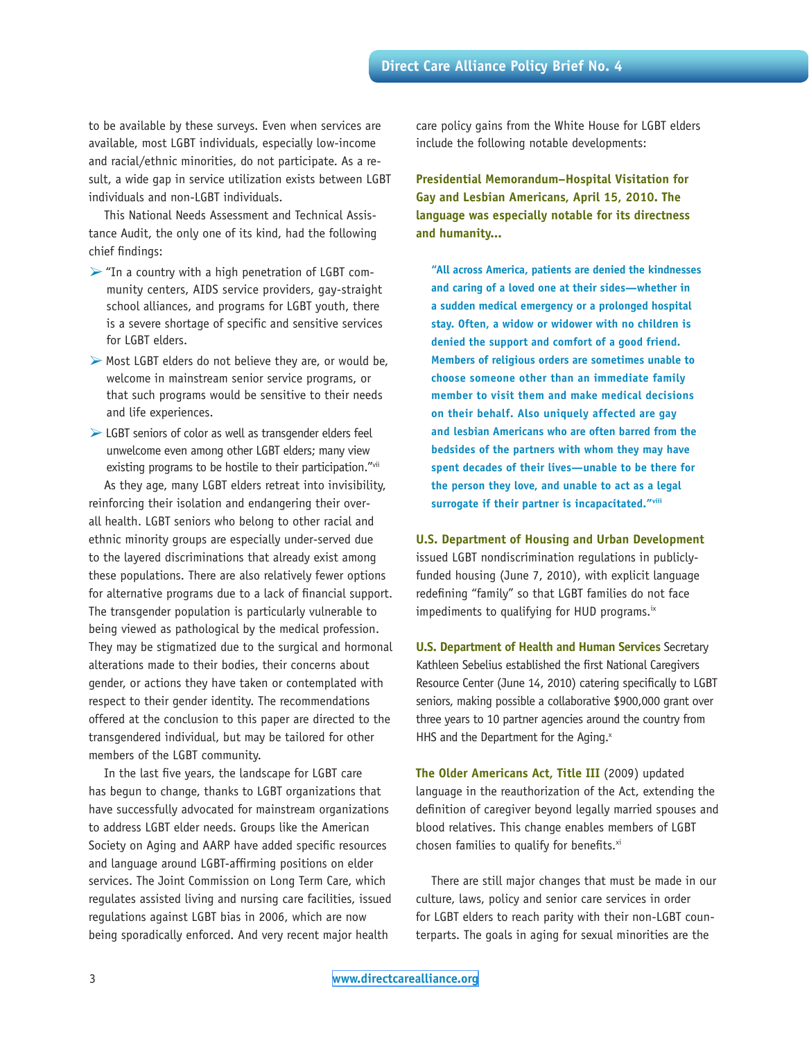to be available by these surveys. Even when services are available, most LGBT individuals, especially low-income and racial/ethnic minorities, do not participate. As a result, a wide gap in service utilization exists between LGBT individuals and non-LGBT individuals.

This National Needs Assessment and Technical Assistance Audit, the only one of its kind, had the following chief findings:

- "In a country with a high penetration of LGBT community centers, AIDS service providers, gay-straight school alliances, and programs for LGBT youth, there is a severe shortage of specific and sensitive services for LGBT elders.
- Most LGBT elders do not believe they are, or would be, welcome in mainstream senior service programs, or that such programs would be sensitive to their needs and life experiences.
- LGBT seniors of color as well as transgender elders feel unwelcome even among other LGBT elders; many view existing programs to be hostile to their participation."[vii]

As they age, many LGBT elders retreat into invisibility, reinforcing their isolation and endangering their overall health. LGBT seniors who belong to other racial and ethnic minority groups are especially under-served due to the layered discriminations that already exist among these populations. There are also relatively fewer options for alternative programs due to a lack of financial support. The transgender population is particularly vulnerable to being viewed as pathological by the medical profession. They may be stigmatized due to the surgical and hormonal alterations made to their bodies, their concerns about gender, or actions they have taken or contemplated with respect to their gender identity. The recommendations offered at the conclusion to this paper are directed to the transgendered individual, but may be tailored for other members of the LGBT community.

In the last five years, the landscape for LGBT care has begun to change, thanks to LGBT organizations that have successfully advocated for mainstream organizations to address LGBT elder needs. Groups like the American Society on Aging and AARP have added specific resources and language around LGBT-affirming positions on elder services. The Joint Commission on Long Term Care, which regulates assisted living and nursing care facilities, issued regulations against LGBT bias in 2006, which are now being sporadically enforced. And very recent major health care policy gains from the White House for LGBT elders include the following notable developments:

**Presidential Memorandum–Hospital Visitation for Gay and Lesbian Americans, April 15, 2010. The language was especially notable for its directness and humanity...**

> **"All across America, patients are denied the kindnesses and caring of a loved one at their sides—whether in a sudden medical emergency or a prolonged hospital stay. Often, a widow or widower with no children is denied the support and comfort of a good friend. Members of religious orders are sometimes unable to choose someone other than an immediate family member to visit them and make medical decisions on their behalf. Also uniquely affected are gay and lesbian Americans who are often barred from the bedsides of the partners with whom they may have spent decades of their lives—unable to be there for the person they love, and unable to act as a legal surrogate if their partner is incapacitated."[viii]**

**U.S. Department of Housing and Urban Development** issued LGBT nondiscrimination regulations in publicly-funded housing (June 7, 2010), with explicit language redefining "family" so that LGBT families do not face impediments to qualifying for HUD programs.[ix]

**U.S. Department of Health and Human Services** Secretary Kathleen Sebelius established the first National Caregivers Resource Center (June 14, 2010) catering specifically to LGBT seniors, making possible a collaborative $900,000 grant over three years to 10 partner agencies around the country from HHS and the Department for the Aging.[x]

**The Older Americans Act, Title III** (2009) updated language in the reauthorization of the Act, extending the definition of caregiver beyond legally married spouses and blood relatives. This change enables members of LGBT chosen families to qualify for benefits.[xi]

There are still major changes that must be made in our culture, laws, policy and senior care services in order for LGBT elders to reach parity with their non-LGBT counterparts. The goals in aging for sexual minorities are the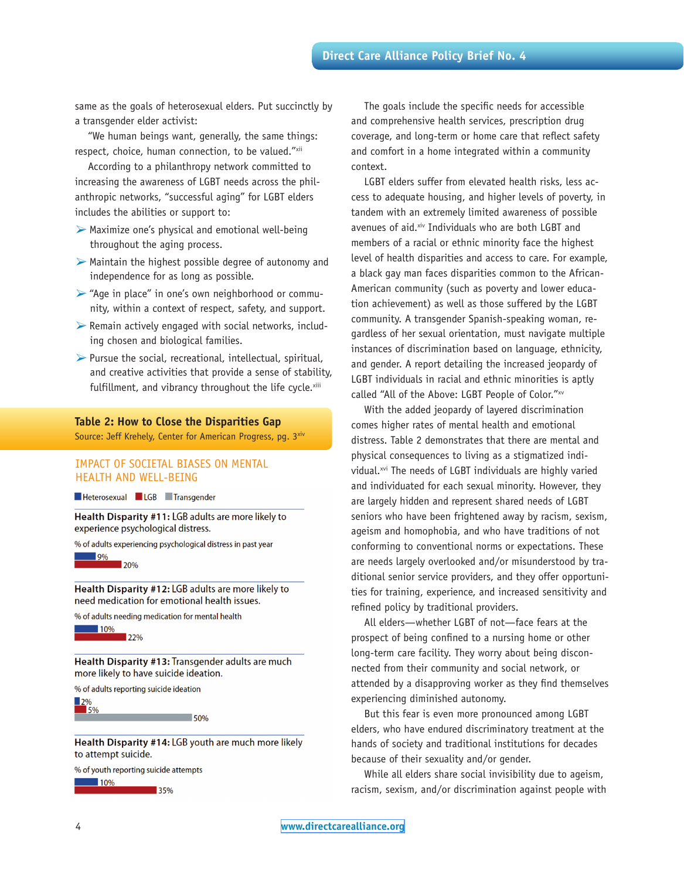same as the goals of heterosexual elders. Put succinctly by a transgender elder activist:

"We human beings want, generally, the same things: respect, choice, human connection, to be valued."[xii]

According to a philanthropy network committed to increasing the awareness of LGBT needs across the philanthropic networks, "successful aging" for LGBT elders includes the abilities or support to:

- Maximize one's physical and emotional well-being throughout the aging process.
- Maintain the highest possible degree of autonomy and independence for as long as possible.
- "Age in place" in one's own neighborhood or community, within a context of respect, safety, and support.
- Remain actively engaged with social networks, including chosen and biological families.
- Pursue the social, recreational, intellectual, spiritual, and creative activities that provide a sense of stability, fulfillment, and vibrancy throughout the life cycle.[xiii]

## Table 2: How to Close the Disparities Gap

Source: Jeff Krehely, Center for American Progress, pg. 3[xiv]

### IMPACT OF SOCIETAL BIASES ON MENTAL HEALTH AND WELL-BEING

**Health Disparity #11:** LGB adults are more likely to experience psychological distress.

% of adults experiencing psychological distress in past year

| Heterosexual | LGB | Transgender |
|---|---|---|
| 9% | 20% | |

**Health Disparity #12:** LGB adults are more likely to need medication for emotional health issues.

% of adults needing medication for mental health

| Heterosexual | LGB | Transgender |
|---|---|---|
| 10% | 22% | |

**Health Disparity #13:** Transgender adults are much more likely to have suicide ideation.

% of adults reporting suicide ideation

| Heterosexual | LGB | Transgender |
|---|---|---|
| 2% | 5% | 50% |

**Health Disparity #14:** LGB youth are much more likely to attempt suicide.

% of youth reporting suicide attempts

| Heterosexual | LGB | Transgender |
|---|---|---|
| 10% | 35% | |

The goals include the specific needs for accessible and comprehensive health services, prescription drug coverage, and long-term or home care that reflect safety and comfort in a home integrated within a community context.

LGBT elders suffer from elevated health risks, less access to adequate housing, and higher levels of poverty, in tandem with an extremely limited awareness of possible avenues of aid.[xiv] Individuals who are both LGBT and members of a racial or ethnic minority face the highest level of health disparities and access to care. For example, a black gay man faces disparities common to the African-American community (such as poverty and lower education achievement) as well as those suffered by the LGBT community. A transgender Spanish-speaking woman, regardless of her sexual orientation, must navigate multiple instances of discrimination based on language, ethnicity, and gender. A report detailing the increased jeopardy of LGBT individuals in racial and ethnic minorities is aptly called "All of the Above: LGBT People of Color."[xv]

With the added jeopardy of layered discrimination comes higher rates of mental health and emotional distress. Table 2 demonstrates that there are mental and physical consequences to living as a stigmatized individual.[xvi] The needs of LGBT individuals are highly varied and individuated for each sexual minority. However, they are largely hidden and represent shared needs of LGBT seniors who have been frightened away by racism, sexism, ageism and homophobia, and who have traditions of not conforming to conventional norms or expectations. These are needs largely overlooked and/or misunderstood by traditional senior service providers, and they offer opportunities for training, experience, and increased sensitivity and refined policy by traditional providers.

All elders—whether LGBT of not—face fears at the prospect of being confined to a nursing home or other long-term care facility. They worry about being disconnected from their community and social network, or attended by a disapproving worker as they find themselves experiencing diminished autonomy.

But this fear is even more pronounced among LGBT elders, who have endured discriminatory treatment at the hands of society and traditional institutions for decades because of their sexuality and/or gender.

While all elders share social invisibility due to ageism, racism, sexism, and/or discrimination against people with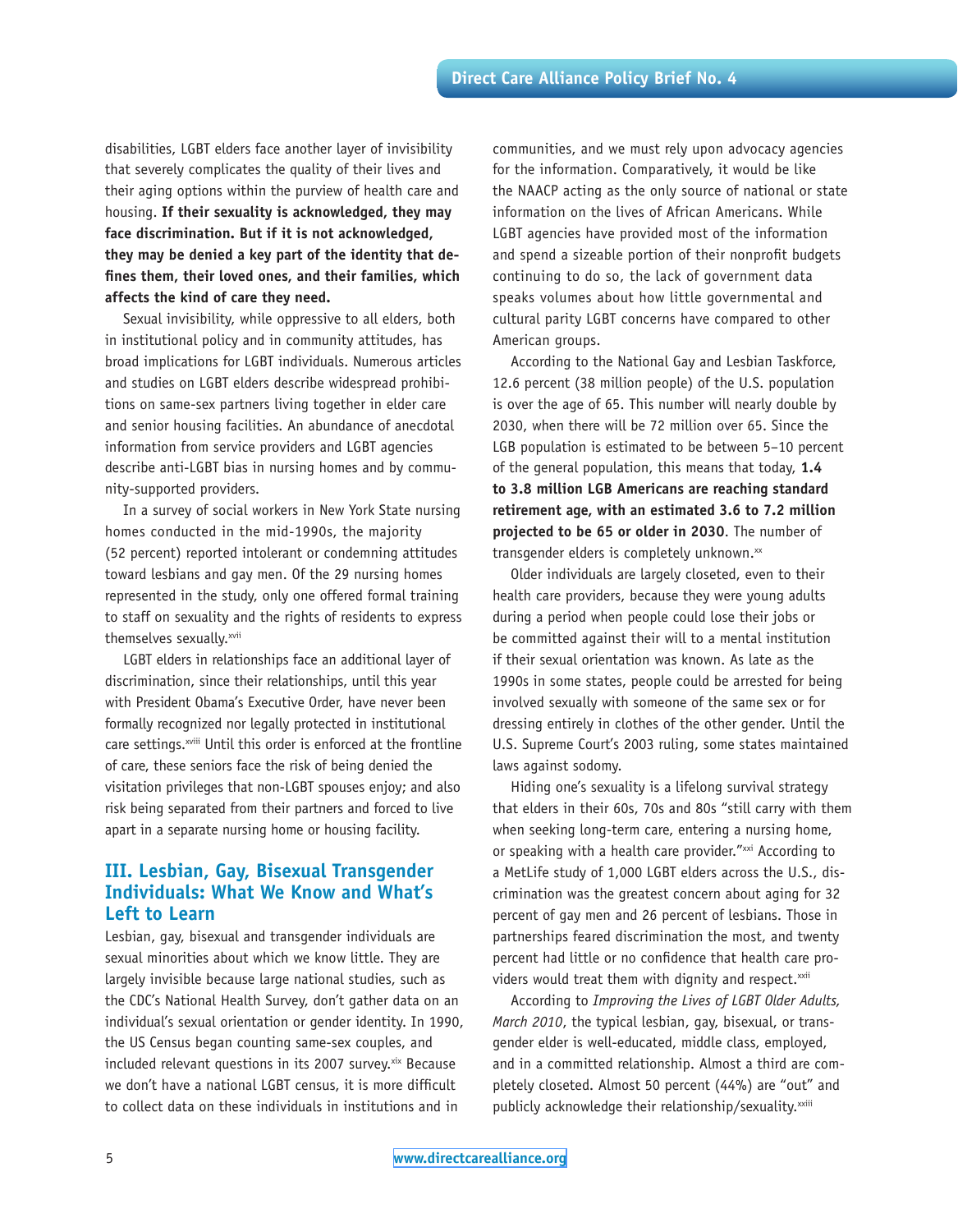disabilities, LGBT elders face another layer of invisibility that severely complicates the quality of their lives and their aging options within the purview of health care and housing. **If their sexuality is acknowledged, they may face discrimination. But if it is not acknowledged, they may be denied a key part of the identity that defines them, their loved ones, and their families, which affects the kind of care they need.**

Sexual invisibility, while oppressive to all elders, both in institutional policy and in community attitudes, has broad implications for LGBT individuals. Numerous articles and studies on LGBT elders describe widespread prohibitions on same-sex partners living together in elder care and senior housing facilities. An abundance of anecdotal information from service providers and LGBT agencies describe anti-LGBT bias in nursing homes and by community-supported providers.

In a survey of social workers in New York State nursing homes conducted in the mid-1990s, the majority (52 percent) reported intolerant or condemning attitudes toward lesbians and gay men. Of the 29 nursing homes represented in the study, only one offered formal training to staff on sexuality and the rights of residents to express themselves sexually.[xvii]

LGBT elders in relationships face an additional layer of discrimination, since their relationships, until this year with President Obama's Executive Order, have never been formally recognized nor legally protected in institutional care settings.[xviii] Until this order is enforced at the frontline of care, these seniors face the risk of being denied the visitation privileges that non-LGBT spouses enjoy; and also risk being separated from their partners and forced to live apart in a separate nursing home or housing facility.

## III. Lesbian, Gay, Bisexual Transgender Individuals: What We Know and What's Left to Learn

Lesbian, gay, bisexual and transgender individuals are sexual minorities about which we know little. They are largely invisible because large national studies, such as the CDC's National Health Survey, don't gather data on an individual's sexual orientation or gender identity. In 1990, the US Census began counting same-sex couples, and included relevant questions in its 2007 survey.[xix] Because we don't have a national LGBT census, it is more difficult to collect data on these individuals in institutions and in communities, and we must rely upon advocacy agencies for the information. Comparatively, it would be like the NAACP acting as the only source of national or state information on the lives of African Americans. While LGBT agencies have provided most of the information and spend a sizeable portion of their nonprofit budgets continuing to do so, the lack of government data speaks volumes about how little governmental and cultural parity LGBT concerns have compared to other American groups.

According to the National Gay and Lesbian Taskforce, 12.6 percent (38 million people) of the U.S. population is over the age of 65. This number will nearly double by 2030, when there will be 72 million over 65. Since the LGB population is estimated to be between 5–10 percent of the general population, this means that today, **1.4 to 3.8 million LGB Americans are reaching standard retirement age, with an estimated 3.6 to 7.2 million projected to be 65 or older in 2030**. The number of transgender elders is completely unknown.[xx]

Older individuals are largely closeted, even to their health care providers, because they were young adults during a period when people could lose their jobs or be committed against their will to a mental institution if their sexual orientation was known. As late as the 1990s in some states, people could be arrested for being involved sexually with someone of the same sex or for dressing entirely in clothes of the other gender. Until the U.S. Supreme Court's 2003 ruling, some states maintained laws against sodomy.

Hiding one's sexuality is a lifelong survival strategy that elders in their 60s, 70s and 80s "still carry with them when seeking long-term care, entering a nursing home, or speaking with a health care provider."[xxi] According to a MetLife study of 1,000 LGBT elders across the U.S., discrimination was the greatest concern about aging for 32 percent of gay men and 26 percent of lesbians. Those in partnerships feared discrimination the most, and twenty percent had little or no confidence that health care providers would treat them with dignity and respect.[xxii]

According to *Improving the Lives of LGBT Older Adults, March 2010*, the typical lesbian, gay, bisexual, or transgender elder is well-educated, middle class, employed, and in a committed relationship. Almost a third are completely closeted. Almost 50 percent (44%) are "out" and publicly acknowledge their relationship/sexuality.[xxiii]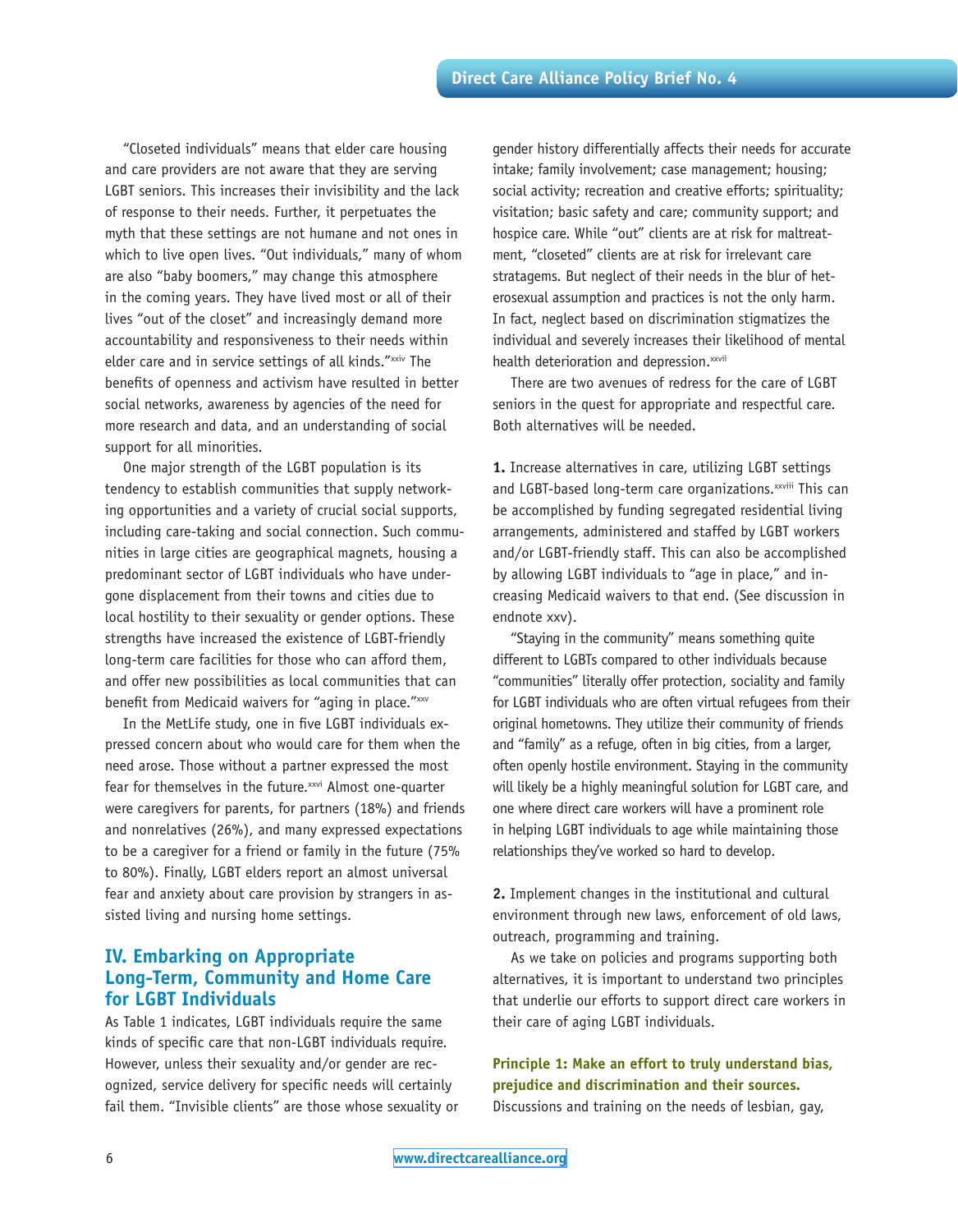"Closeted individuals" means that elder care housing and care providers are not aware that they are serving LGBT seniors. This increases their invisibility and the lack of response to their needs. Further, it perpetuates the myth that these settings are not humane and not ones in which to live open lives. "Out individuals," many of whom are also "baby boomers," may change this atmosphere in the coming years. They have lived most or all of their lives "out of the closet" and increasingly demand more accountability and responsiveness to their needs within elder care and in service settings of all kinds."[xxiv] The benefits of openness and activism have resulted in better social networks, awareness by agencies of the need for more research and data, and an understanding of social support for all minorities.

One major strength of the LGBT population is its tendency to establish communities that supply networking opportunities and a variety of crucial social supports, including care-taking and social connection. Such communities in large cities are geographical magnets, housing a predominant sector of LGBT individuals who have undergone displacement from their towns and cities due to local hostility to their sexuality or gender options. These strengths have increased the existence of LGBT-friendly long-term care facilities for those who can afford them, and offer new possibilities as local communities that can benefit from Medicaid waivers for "aging in place."[xxv]

In the MetLife study, one in five LGBT individuals expressed concern about who would care for them when the need arose. Those without a partner expressed the most fear for themselves in the future.[xxvi] Almost one-quarter were caregivers for parents, for partners (18%) and friends and nonrelatives (26%), and many expressed expectations to be a caregiver for a friend or family in the future (75% to 80%). Finally, LGBT elders report an almost universal fear and anxiety about care provision by strangers in assisted living and nursing home settings.

## IV. Embarking on Appropriate Long-Term, Community and Home Care for LGBT Individuals

As Table 1 indicates, LGBT individuals require the same kinds of specific care that non-LGBT individuals require. However, unless their sexuality and/or gender are recognized, service delivery for specific needs will certainly fail them. "Invisible clients" are those whose sexuality or gender history differentially affects their needs for accurate intake; family involvement; case management; housing; social activity; recreation and creative efforts; spirituality; visitation; basic safety and care; community support; and hospice care. While "out" clients are at risk for maltreatment, "closeted" clients are at risk for irrelevant care stratagems. But neglect of their needs in the blur of heterosexual assumption and practices is not the only harm. In fact, neglect based on discrimination stigmatizes the individual and severely increases their likelihood of mental health deterioration and depression.[xxvii]

There are two avenues of redress for the care of LGBT seniors in the quest for appropriate and respectful care. Both alternatives will be needed.

**1.** Increase alternatives in care, utilizing LGBT settings and LGBT-based long-term care organizations.[xxviii] This can be accomplished by funding segregated residential living arrangements, administered and staffed by LGBT workers and/or LGBT-friendly staff. This can also be accomplished by allowing LGBT individuals to "age in place," and increasing Medicaid waivers to that end. (See discussion in endnote xxv).

"Staying in the community" means something quite different to LGBTs compared to other individuals because "communities" literally offer protection, sociality and family for LGBT individuals who are often virtual refugees from their original hometowns. They utilize their community of friends and "family" as a refuge, often in big cities, from a larger, often openly hostile environment. Staying in the community will likely be a highly meaningful solution for LGBT care, and one where direct care workers will have a prominent role in helping LGBT individuals to age while maintaining those relationships they've worked so hard to develop.

**2.** Implement changes in the institutional and cultural environment through new laws, enforcement of old laws, outreach, programming and training.

As we take on policies and programs supporting both alternatives, it is important to understand two principles that underlie our efforts to support direct care workers in their care of aging LGBT individuals.

**Principle 1: Make an effort to truly understand bias, prejudice and discrimination and their sources.**
Discussions and training on the needs of lesbian, gay,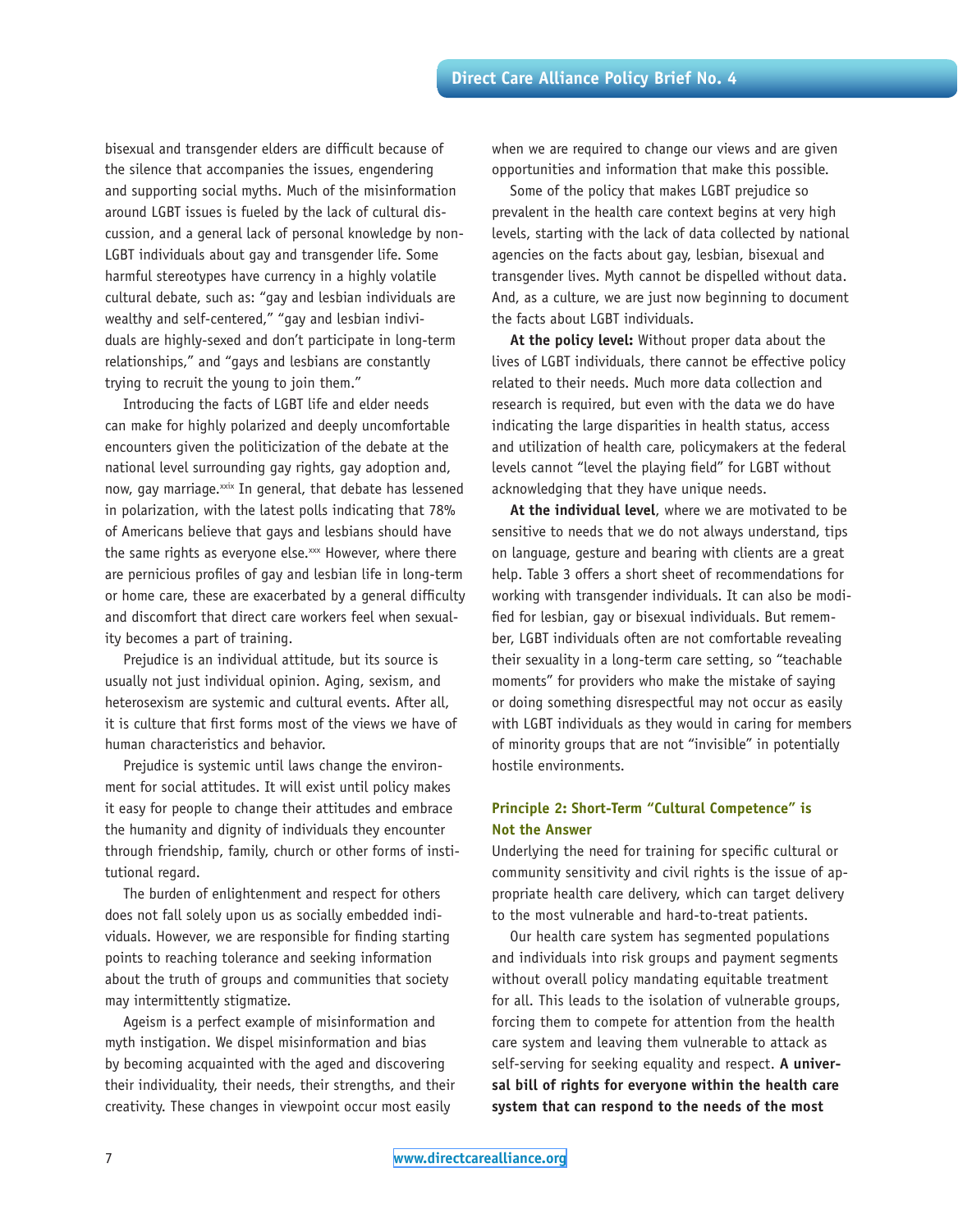bisexual and transgender elders are difficult because of the silence that accompanies the issues, engendering and supporting social myths. Much of the misinformation around LGBT issues is fueled by the lack of cultural discussion, and a general lack of personal knowledge by non-LGBT individuals about gay and transgender life. Some harmful stereotypes have currency in a highly volatile cultural debate, such as: "gay and lesbian individuals are wealthy and self-centered," "gay and lesbian individuals are highly-sexed and don't participate in long-term relationships," and "gays and lesbians are constantly trying to recruit the young to join them."

Introducing the facts of LGBT life and elder needs can make for highly polarized and deeply uncomfortable encounters given the politicization of the debate at the national level surrounding gay rights, gay adoption and, now, gay marriage.[xxix] In general, that debate has lessened in polarization, with the latest polls indicating that 78% of Americans believe that gays and lesbians should have the same rights as everyone else.[xxx] However, where there are pernicious profiles of gay and lesbian life in long-term or home care, these are exacerbated by a general difficulty and discomfort that direct care workers feel when sexuality becomes a part of training.

Prejudice is an individual attitude, but its source is usually not just individual opinion. Aging, sexism, and heterosexism are systemic and cultural events. After all, it is culture that first forms most of the views we have of human characteristics and behavior.

Prejudice is systemic until laws change the environment for social attitudes. It will exist until policy makes it easy for people to change their attitudes and embrace the humanity and dignity of individuals they encounter through friendship, family, church or other forms of institutional regard.

The burden of enlightenment and respect for others does not fall solely upon us as socially embedded individuals. However, we are responsible for finding starting points to reaching tolerance and seeking information about the truth of groups and communities that society may intermittently stigmatize.

Ageism is a perfect example of misinformation and myth instigation. We dispel misinformation and bias by becoming acquainted with the aged and discovering their individuality, their needs, their strengths, and their creativity. These changes in viewpoint occur most easily when we are required to change our views and are given opportunities and information that make this possible.

Some of the policy that makes LGBT prejudice so prevalent in the health care context begins at very high levels, starting with the lack of data collected by national agencies on the facts about gay, lesbian, bisexual and transgender lives. Myth cannot be dispelled without data. And, as a culture, we are just now beginning to document the facts about LGBT individuals.

**At the policy level:** Without proper data about the lives of LGBT individuals, there cannot be effective policy related to their needs. Much more data collection and research is required, but even with the data we do have indicating the large disparities in health status, access and utilization of health care, policymakers at the federal levels cannot "level the playing field" for LGBT without acknowledging that they have unique needs.

**At the individual level**, where we are motivated to be sensitive to needs that we do not always understand, tips on language, gesture and bearing with clients are a great help. Table 3 offers a short sheet of recommendations for working with transgender individuals. It can also be modified for lesbian, gay or bisexual individuals. But remember, LGBT individuals often are not comfortable revealing their sexuality in a long-term care setting, so "teachable moments" for providers who make the mistake of saying or doing something disrespectful may not occur as easily with LGBT individuals as they would in caring for members of minority groups that are not "invisible" in potentially hostile environments.

### Principle 2: Short-Term "Cultural Competence" is Not the Answer

Underlying the need for training for specific cultural or community sensitivity and civil rights is the issue of appropriate health care delivery, which can target delivery to the most vulnerable and hard-to-treat patients.

Our health care system has segmented populations and individuals into risk groups and payment segments without overall policy mandating equitable treatment for all. This leads to the isolation of vulnerable groups, forcing them to compete for attention from the health care system and leaving them vulnerable to attack as self-serving for seeking equality and respect. **A universal bill of rights for everyone within the health care system that can respond to the needs of the most**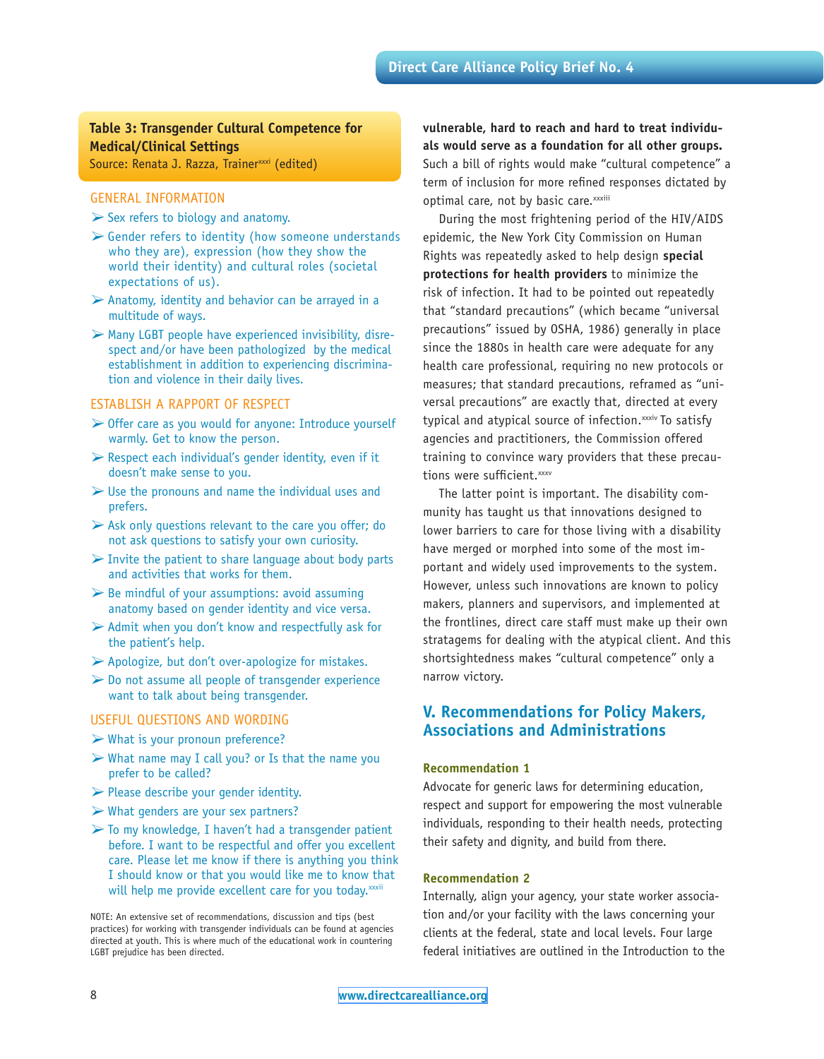**Table 3: Transgender Cultural Competence for Medical/Clinical Settings**
Source: Renata J. Razza, Trainer[xxxi] (edited)

GENERAL INFORMATION

- Sex refers to biology and anatomy.
- Gender refers to identity (how someone understands who they are), expression (how they show the world their identity) and cultural roles (societal expectations of us).
- Anatomy, identity and behavior can be arrayed in a multitude of ways.
- Many LGBT people have experienced invisibility, disrespect and/or have been pathologized by the medical establishment in addition to experiencing discrimination and violence in their daily lives.

ESTABLISH A RAPPORT OF RESPECT

- Offer care as you would for anyone: Introduce yourself warmly. Get to know the person.
- Respect each individual's gender identity, even if it doesn't make sense to you.
- Use the pronouns and name the individual uses and prefers.
- Ask only questions relevant to the care you offer; do not ask questions to satisfy your own curiosity.
- Invite the patient to share language about body parts and activities that works for them.
- Be mindful of your assumptions: avoid assuming anatomy based on gender identity and vice versa.
- Admit when you don't know and respectfully ask for the patient's help.
- Apologize, but don't over-apologize for mistakes.
- Do not assume all people of transgender experience want to talk about being transgender.

USEFUL QUESTIONS AND WORDING

- What is your pronoun preference?
- What name may I call you? or Is that the name you prefer to be called?
- Please describe your gender identity.
- What genders are your sex partners?
- To my knowledge, I haven't had a transgender patient before. I want to be respectful and offer you excellent care. Please let me know if there is anything you think I should know or that you would like me to know that will help me provide excellent care for you today.[xxxii]

NOTE: An extensive set of recommendations, discussion and tips (best practices) for working with transgender individuals can be found at agencies directed at youth. This is where much of the educational work in countering LGBT prejudice has been directed.

**vulnerable, hard to reach and hard to treat individuals would serve as a foundation for all other groups.** Such a bill of rights would make "cultural competence" a term of inclusion for more refined responses dictated by optimal care, not by basic care.[xxxiii]

During the most frightening period of the HIV/AIDS epidemic, the New York City Commission on Human Rights was repeatedly asked to help design **special protections for health providers** to minimize the risk of infection. It had to be pointed out repeatedly that "standard precautions" (which became "universal precautions" issued by OSHA, 1986) generally in place since the 1880s in health care were adequate for any health care professional, requiring no new protocols or measures; that standard precautions, reframed as "universal precautions" are exactly that, directed at every typical and atypical source of infection.[xxxiv] To satisfy agencies and practitioners, the Commission offered training to convince wary providers that these precautions were sufficient.[xxxv]

The latter point is important. The disability community has taught us that innovations designed to lower barriers to care for those living with a disability have merged or morphed into some of the most important and widely used improvements to the system. However, unless such innovations are known to policy makers, planners and supervisors, and implemented at the frontlines, direct care staff must make up their own stratagems for dealing with the atypical client. And this shortsightedness makes "cultural competence" only a narrow victory.

## V. Recommendations for Policy Makers, Associations and Administrations

**Recommendation 1**

Advocate for generic laws for determining education, respect and support for empowering the most vulnerable individuals, responding to their health needs, protecting their safety and dignity, and build from there.

**Recommendation 2**

Internally, align your agency, your state worker association and/or your facility with the laws concerning your clients at the federal, state and local levels. Four large federal initiatives are outlined in the Introduction to the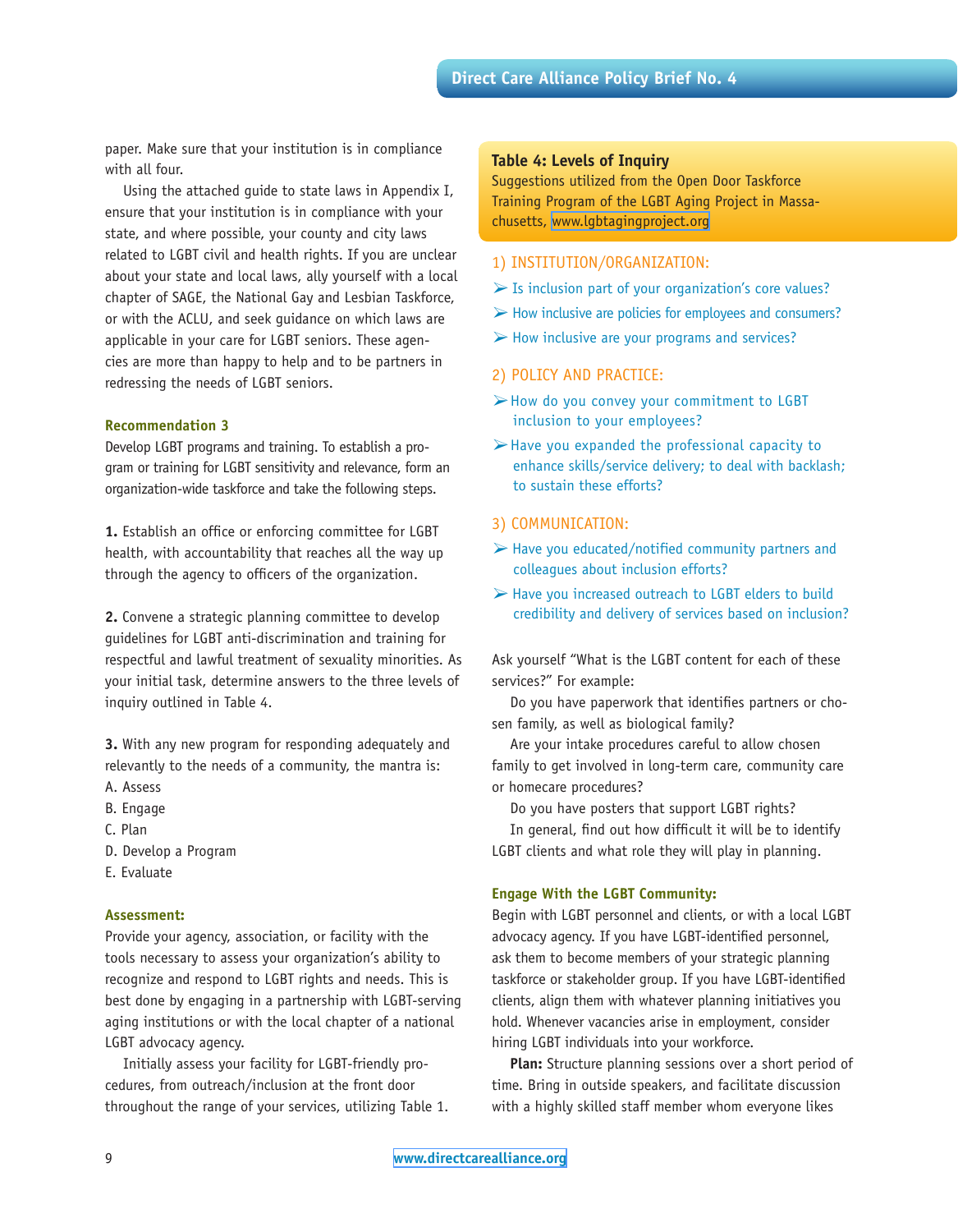paper. Make sure that your institution is in compliance with all four.

Using the attached guide to state laws in Appendix I, ensure that your institution is in compliance with your state, and where possible, your county and city laws related to LGBT civil and health rights. If you are unclear about your state and local laws, ally yourself with a local chapter of SAGE, the National Gay and Lesbian Taskforce, or with the ACLU, and seek guidance on which laws are applicable in your care for LGBT seniors. These agencies are more than happy to help and to be partners in redressing the needs of LGBT seniors.

**Recommendation 3**

Develop LGBT programs and training. To establish a program or training for LGBT sensitivity and relevance, form an organization-wide taskforce and take the following steps.

**1.** Establish an office or enforcing committee for LGBT health, with accountability that reaches all the way up through the agency to officers of the organization.

**2.** Convene a strategic planning committee to develop guidelines for LGBT anti-discrimination and training for respectful and lawful treatment of sexuality minorities. As your initial task, determine answers to the three levels of inquiry outlined in Table 4.

**3.** With any new program for responding adequately and relevantly to the needs of a community, the mantra is:

A. Assess
B. Engage
C. Plan
D. Develop a Program
E. Evaluate

**Assessment:**

Provide your agency, association, or facility with the tools necessary to assess your organization's ability to recognize and respond to LGBT rights and needs. This is best done by engaging in a partnership with LGBT-serving aging institutions or with the local chapter of a national LGBT advocacy agency.

Initially assess your facility for LGBT-friendly procedures, from outreach/inclusion at the front door throughout the range of your services, utilizing Table 1.

**Table 4: Levels of Inquiry**

Suggestions utilized from the Open Door Taskforce Training Program of the LGBT Aging Project in Massachusetts, www.lgbtagingproject.org

1) INSTITUTION/ORGANIZATION:
- Is inclusion part of your organization's core values?
- How inclusive are policies for employees and consumers?
- How inclusive are your programs and services?

2) POLICY AND PRACTICE:
- How do you convey your commitment to LGBT inclusion to your employees?
- Have you expanded the professional capacity to enhance skills/service delivery; to deal with backlash; to sustain these efforts?

3) COMMUNICATION:
- Have you educated/notified community partners and colleagues about inclusion efforts?
- Have you increased outreach to LGBT elders to build credibility and delivery of services based on inclusion?

Ask yourself "What is the LGBT content for each of these services?" For example:

Do you have paperwork that identifies partners or chosen family, as well as biological family?

Are your intake procedures careful to allow chosen family to get involved in long-term care, community care or homecare procedures?

Do you have posters that support LGBT rights?

In general, find out how difficult it will be to identify LGBT clients and what role they will play in planning.

**Engage With the LGBT Community:**

Begin with LGBT personnel and clients, or with a local LGBT advocacy agency. If you have LGBT-identified personnel, ask them to become members of your strategic planning taskforce or stakeholder group. If you have LGBT-identified clients, align them with whatever planning initiatives you hold. Whenever vacancies arise in employment, consider hiring LGBT individuals into your workforce.

**Plan:** Structure planning sessions over a short period of time. Bring in outside speakers, and facilitate discussion with a highly skilled staff member whom everyone likes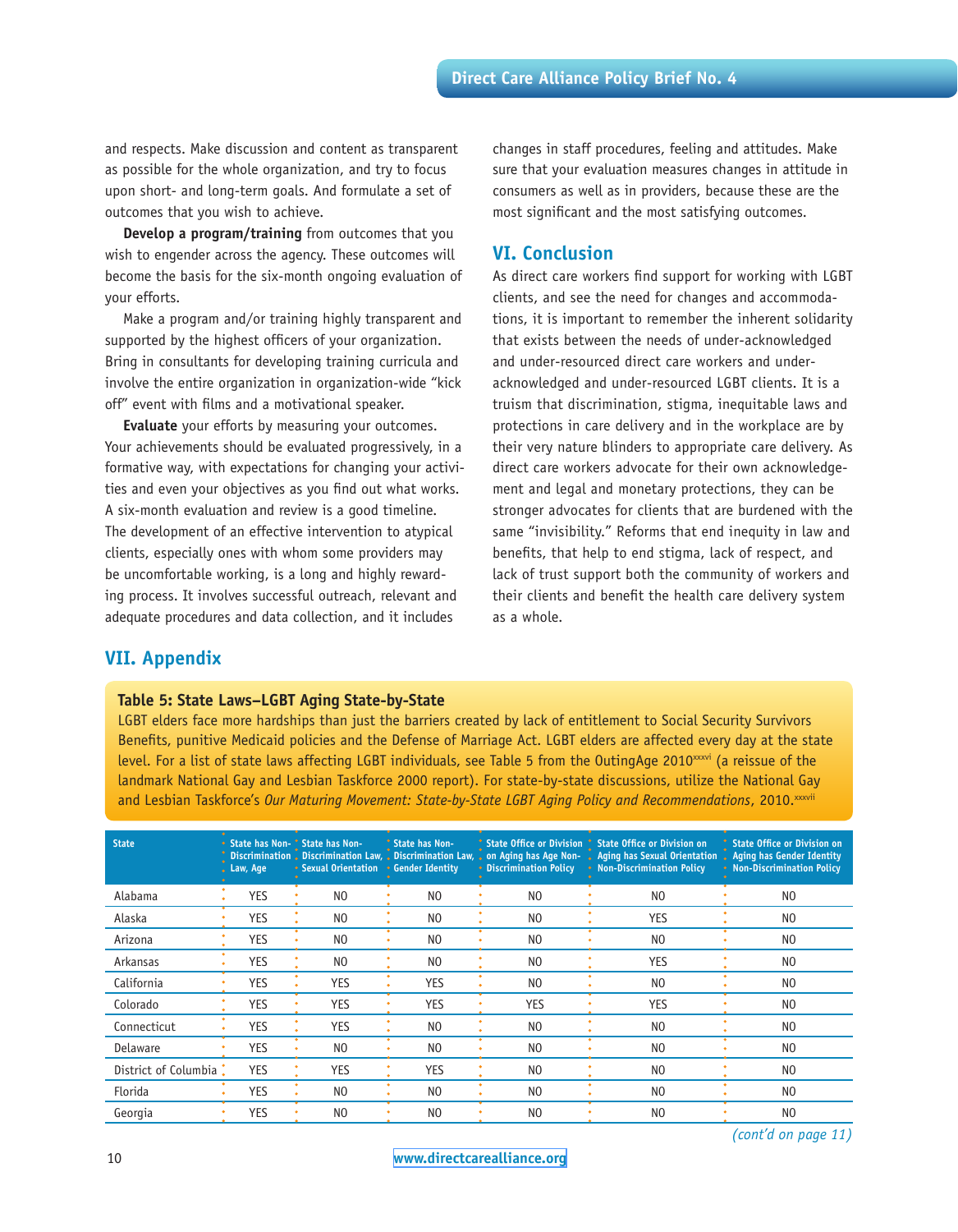and respects. Make discussion and content as transparent as possible for the whole organization, and try to focus upon short- and long-term goals. And formulate a set of outcomes that you wish to achieve.

**Develop a program/training** from outcomes that you wish to engender across the agency. These outcomes will become the basis for the six-month ongoing evaluation of your efforts.

Make a program and/or training highly transparent and supported by the highest officers of your organization. Bring in consultants for developing training curricula and involve the entire organization in organization-wide "kick off" event with films and a motivational speaker.

**Evaluate** your efforts by measuring your outcomes. Your achievements should be evaluated progressively, in a formative way, with expectations for changing your activities and even your objectives as you find out what works. A six-month evaluation and review is a good timeline. The development of an effective intervention to atypical clients, especially ones with whom some providers may be uncomfortable working, is a long and highly rewarding process. It involves successful outreach, relevant and adequate procedures and data collection, and it includes changes in staff procedures, feeling and attitudes. Make sure that your evaluation measures changes in attitude in consumers as well as in providers, because these are the most significant and the most satisfying outcomes.

## VI. Conclusion

As direct care workers find support for working with LGBT clients, and see the need for changes and accommodations, it is important to remember the inherent solidarity that exists between the needs of under-acknowledged and under-resourced direct care workers and under-acknowledged and under-resourced LGBT clients. It is a truism that discrimination, stigma, inequitable laws and protections in care delivery and in the workplace are by their very nature blinders to appropriate care delivery. As direct care workers advocate for their own acknowledgement and legal and monetary protections, they can be stronger advocates for clients that are burdened with the same "invisibility." Reforms that end inequity in law and benefits, that help to end stigma, lack of respect, and lack of trust support both the community of workers and their clients and benefit the health care delivery system as a whole.

## VII. Appendix

**Table 5: State Laws–LGBT Aging State-by-State**

LGBT elders face more hardships than just the barriers created by lack of entitlement to Social Security Survivors Benefits, punitive Medicaid policies and the Defense of Marriage Act. LGBT elders are affected every day at the state level. For a list of state laws affecting LGBT individuals, see Table 5 from the OutingAge 2010[xxxvi] (a reissue of the landmark National Gay and Lesbian Taskforce 2000 report). For state-by-state discussions, utilize the National Gay and Lesbian Taskforce's *Our Maturing Movement: State-by-State LGBT Aging Policy and Recommendations*, 2010.[xxxvii]

| State | State has Non-Discrimination Law, Age | State has Non-Discrimination Law, Sexual Orientation | State has Non-Discrimination Law, Gender Identity | State Office or Division on Aging has Age Non-Discrimination Policy | State Office or Division on Aging has Sexual Orientation Non-Discrimination Policy | State Office or Division on Aging has Gender Identity Non-Discrimination Policy |
|---|---|---|---|---|---|---|
| Alabama | YES | NO | NO | NO | NO | NO |
| Alaska | YES | NO | NO | NO | YES | NO |
| Arizona | YES | NO | NO | NO | NO | NO |
| Arkansas | YES | NO | NO | NO | YES | NO |
| California | YES | YES | YES | NO | NO | NO |
| Colorado | YES | YES | YES | YES | YES | NO |
| Connecticut | YES | YES | NO | NO | NO | NO |
| Delaware | YES | NO | NO | NO | NO | NO |
| District of Columbia | YES | YES | YES | NO | NO | NO |
| Florida | YES | NO | NO | NO | NO | NO |
| Georgia | YES | NO | NO | NO | NO | NO |

*(cont'd on page 11)*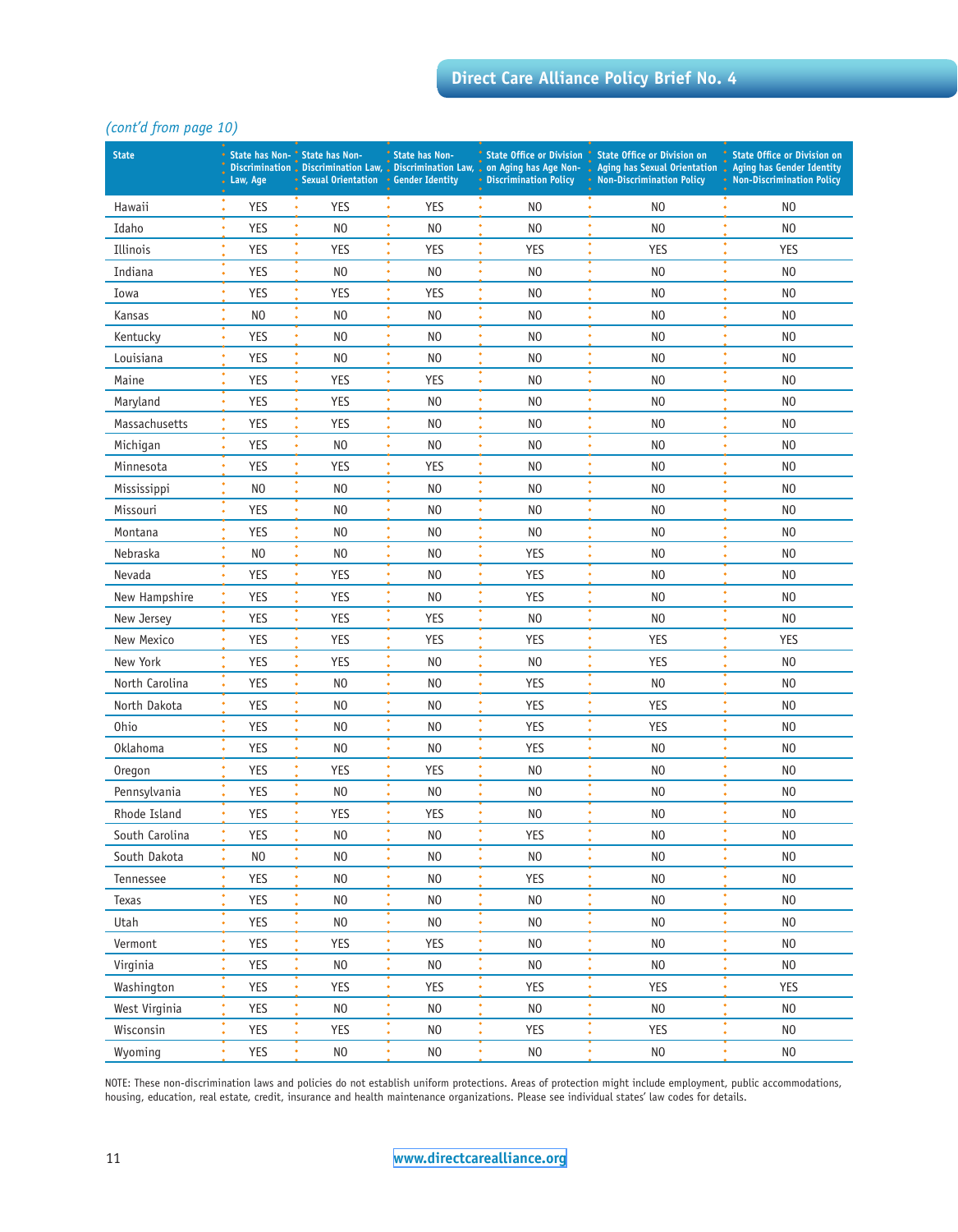*(cont'd from page 10)*

| State | State has Non-Discrimination Law, Age | State has Non-Discrimination Law, Sexual Orientation | State has Non-Discrimination Law, Gender Identity | State Office or Division on Aging has Age Non-Discrimination Policy | State Office or Division on Aging has Sexual Orientation Non-Discrimination Policy | State Office or Division on Aging has Gender Identity Non-Discrimination Policy |
|---|---|---|---|---|---|---|
| Hawaii | YES | YES | YES | NO | NO | NO |
| Idaho | YES | NO | NO | NO | NO | NO |
| Illinois | YES | YES | YES | YES | YES | YES |
| Indiana | YES | NO | NO | NO | NO | NO |
| Iowa | YES | YES | YES | NO | NO | NO |
| Kansas | NO | NO | NO | NO | NO | NO |
| Kentucky | YES | NO | NO | NO | NO | NO |
| Louisiana | YES | NO | NO | NO | NO | NO |
| Maine | YES | YES | YES | NO | NO | NO |
| Maryland | YES | YES | NO | NO | NO | NO |
| Massachusetts | YES | YES | NO | NO | NO | NO |
| Michigan | YES | NO | NO | NO | NO | NO |
| Minnesota | YES | YES | YES | NO | NO | NO |
| Mississippi | NO | NO | NO | NO | NO | NO |
| Missouri | YES | NO | NO | NO | NO | NO |
| Montana | YES | NO | NO | NO | NO | NO |
| Nebraska | NO | NO | NO | YES | NO | NO |
| Nevada | YES | YES | NO | YES | NO | NO |
| New Hampshire | YES | YES | NO | YES | NO | NO |
| New Jersey | YES | YES | YES | NO | NO | NO |
| New Mexico | YES | YES | YES | YES | YES | YES |
| New York | YES | YES | NO | NO | YES | NO |
| North Carolina | YES | NO | NO | YES | NO | NO |
| North Dakota | YES | NO | NO | YES | YES | NO |
| Ohio | YES | NO | NO | YES | YES | NO |
| Oklahoma | YES | NO | NO | YES | NO | NO |
| Oregon | YES | YES | YES | NO | NO | NO |
| Pennsylvania | YES | NO | NO | NO | NO | NO |
| Rhode Island | YES | YES | YES | NO | NO | NO |
| South Carolina | YES | NO | NO | YES | NO | NO |
| South Dakota | NO | NO | NO | NO | NO | NO |
| Tennessee | YES | NO | NO | YES | NO | NO |
| Texas | YES | NO | NO | NO | NO | NO |
| Utah | YES | NO | NO | NO | NO | NO |
| Vermont | YES | YES | YES | NO | NO | NO |
| Virginia | YES | NO | NO | NO | NO | NO |
| Washington | YES | YES | YES | YES | YES | YES |
| West Virginia | YES | NO | NO | NO | NO | NO |
| Wisconsin | YES | YES | NO | YES | YES | NO |
| Wyoming | YES | NO | NO | NO | NO | NO |

NOTE: These non-discrimination laws and policies do not establish uniform protections. Areas of protection might include employment, public accommodations, housing, education, real estate, credit, insurance and health maintenance organizations. Please see individual states' law codes for details.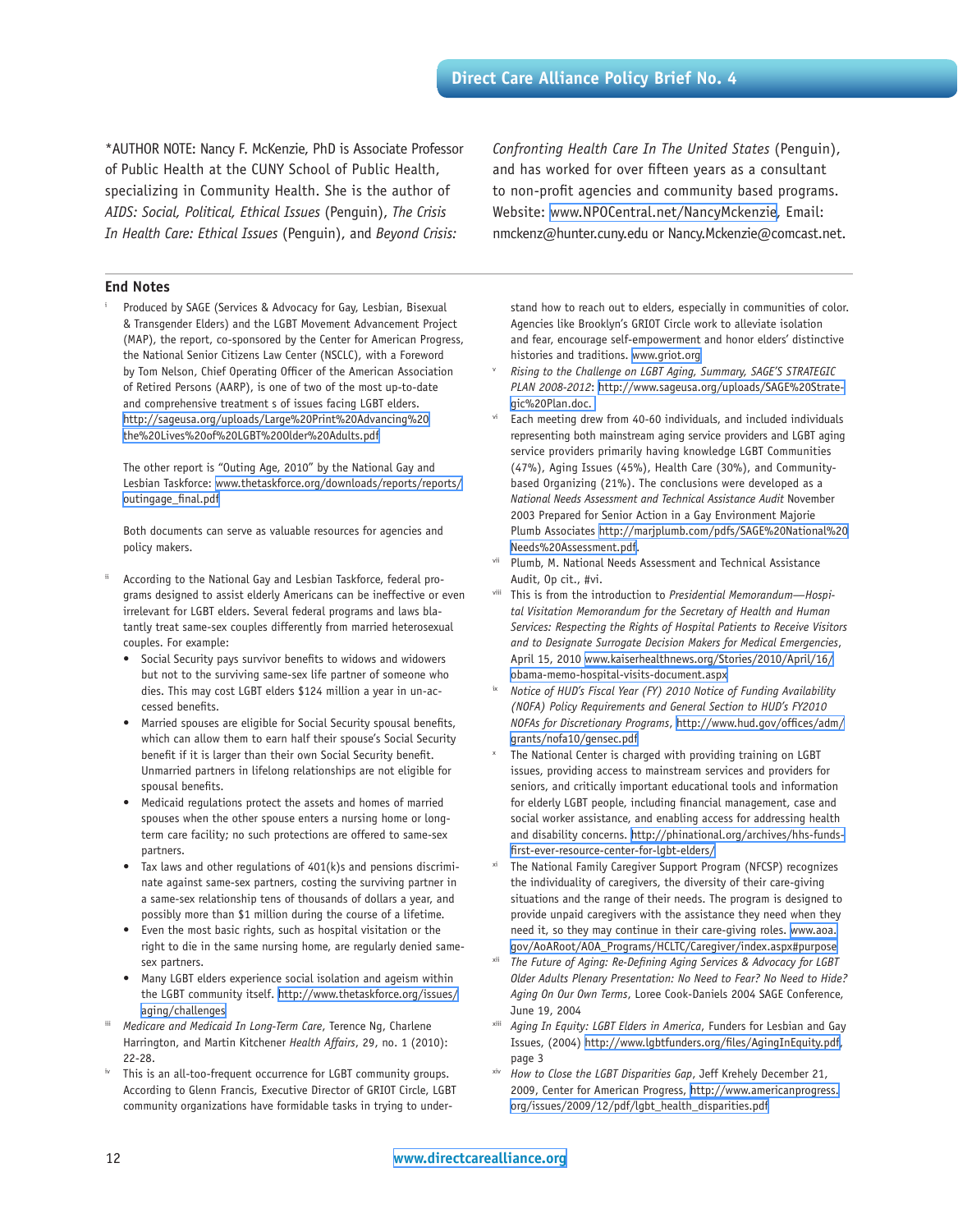*AUTHOR NOTE: Nancy F. McKenzie, PhD is Associate Professor of Public Health at the CUNY School of Public Health, specializing in Community Health. She is the author of *AIDS: Social, Political, Ethical Issues* (Penguin), *The Crisis In Health Care: Ethical Issues* (Penguin), and *Beyond Crisis: Confronting Health Care In The United States* (Penguin), and has worked for over fifteen years as a consultant to non-profit agencies and community based programs. Website: www.NPOCentral.net/NancyMckenzie, Email: nmckenz@hunter.cuny.edu or Nancy.Mckenzie@comcast.net.

## End Notes

[i] Produced by SAGE (Services & Advocacy for Gay, Lesbian, Bisexual & Transgender Elders) and the LGBT Movement Advancement Project (MAP), the report, co-sponsored by the Center for American Progress, the National Senior Citizens Law Center (NSCLC), with a Foreword by Tom Nelson, Chief Operating Officer of the American Association of Retired Persons (AARP), is one of two of the most up-to-date and comprehensive treatment s of issues facing LGBT elders. http://sageusa.org/uploads/Large%20Print%20Advancing%20the%20Lives%20of%20LGBT%20Older%20Adults.pdf

The other report is "Outing Age, 2010" by the National Gay and Lesbian Taskforce: www.thetaskforce.org/downloads/reports/reports/outingage_final.pdf

Both documents can serve as valuable resources for agencies and policy makers.

[ii] According to the National Gay and Lesbian Taskforce, federal programs designed to assist elderly Americans can be ineffective or even irrelevant for LGBT elders. Several federal programs and laws blatantly treat same-sex couples differently from married heterosexual couples. For example:

- Social Security pays survivor benefits to widows and widowers but not to the surviving same-sex life partner of someone who dies. This may cost LGBT elders $124 million a year in un-accessed benefits.
- Married spouses are eligible for Social Security spousal benefits, which can allow them to earn half their spouse's Social Security benefit if it is larger than their own Social Security benefit. Unmarried partners in lifelong relationships are not eligible for spousal benefits.
- Medicaid regulations protect the assets and homes of married spouses when the other spouse enters a nursing home or long-term care facility; no such protections are offered to same-sex partners.
- Tax laws and other regulations of 401(k)s and pensions discriminate against same-sex partners, costing the surviving partner in a same-sex relationship tens of thousands of dollars a year, and possibly more than $1 million during the course of a lifetime.
- Even the most basic rights, such as hospital visitation or the right to die in the same nursing home, are regularly denied same-sex partners.
- Many LGBT elders experience social isolation and ageism within the LGBT community itself. http://www.thetaskforce.org/issues/aging/challenges

[iii] *Medicare and Medicaid In Long-Term Care*, Terence Ng, Charlene Harrington, and Martin Kitchener *Health Affairs*, 29, no. 1 (2010): 22-28.

[iv] This is an all-too-frequent occurrence for LGBT community groups. According to Glenn Francis, Executive Director of GRIOT Circle, LGBT community organizations have formidable tasks in trying to understand how to reach out to elders, especially in communities of color. Agencies like Brooklyn's GRIOT Circle work to alleviate isolation and fear, encourage self-empowerment and honor elders' distinctive histories and traditions. www.griot.org

[v] *Rising to the Challenge on LGBT Aging, Summary, SAGE'S STRATEGIC PLAN 2008-2012*: http://www.sageusa.org/uploads/SAGE%20Strategic%20Plan.doc.

[vi] Each meeting drew from 40-60 individuals, and included individuals representing both mainstream aging service providers and LGBT aging service providers primarily having knowledge LGBT Communities (47%), Aging Issues (45%), Health Care (30%), and Community-based Organizing (21%). The conclusions were developed as a *National Needs Assessment and Technical Assistance Audit* November 2003 Prepared for Senior Action in a Gay Environment Majorie Plumb Associates http://marjplumb.com/pdfs/SAGE%20National%20Needs%20Assessment.pdf.

[vii] Plumb, M. National Needs Assessment and Technical Assistance Audit, Op cit., #vi.

[viii] This is from the introduction to *Presidential Memorandum—Hospital Visitation Memorandum for the Secretary of Health and Human Services: Respecting the Rights of Hospital Patients to Receive Visitors and to Designate Surrogate Decision Makers for Medical Emergencies*, April 15, 2010 www.kaiserhealthnews.org/Stories/2010/April/16/obama-memo-hospital-visits-document.aspx

[ix] *Notice of HUD's Fiscal Year (FY) 2010 Notice of Funding Availability (NOFA) Policy Requirements and General Section to HUD's FY2010 NOFAs for Discretionary Programs*, http://www.hud.gov/offices/adm/grants/nofa10/gensec.pdf

[x] The National Center is charged with providing training on LGBT issues, providing access to mainstream services and providers for seniors, and critically important educational tools and information for elderly LGBT people, including financial management, case and social worker assistance, and enabling access for addressing health and disability concerns. http://phinational.org/archives/hhs-funds-first-ever-resource-center-for-lgbt-elders/

[xi] The National Family Caregiver Support Program (NFCSP) recognizes the individuality of caregivers, the diversity of their care-giving situations and the range of their needs. The program is designed to provide unpaid caregivers with the assistance they need when they need it, so they may continue in their care-giving roles. www.aoa.gov/AoARoot/AOA_Programs/HCLTC/Caregiver/index.aspx#purpose

[xii] *The Future of Aging: Re-Defining Aging Services & Advocacy for LGBT Older Adults Plenary Presentation: No Need to Fear? No Need to Hide? Aging On Our Own Terms*, Loree Cook-Daniels 2004 SAGE Conference, June 19, 2004

[xiii] *Aging In Equity: LGBT Elders in America*, Funders for Lesbian and Gay Issues, (2004) http://www.lgbtfunders.org/files/AgingInEquity.pdf, page 3

[xiv] *How to Close the LGBT Disparities Gap*, Jeff Krehely December 21, 2009, Center for American Progress, http://www.americanprogress.org/issues/2009/12/pdf/lgbt_health_disparities.pdf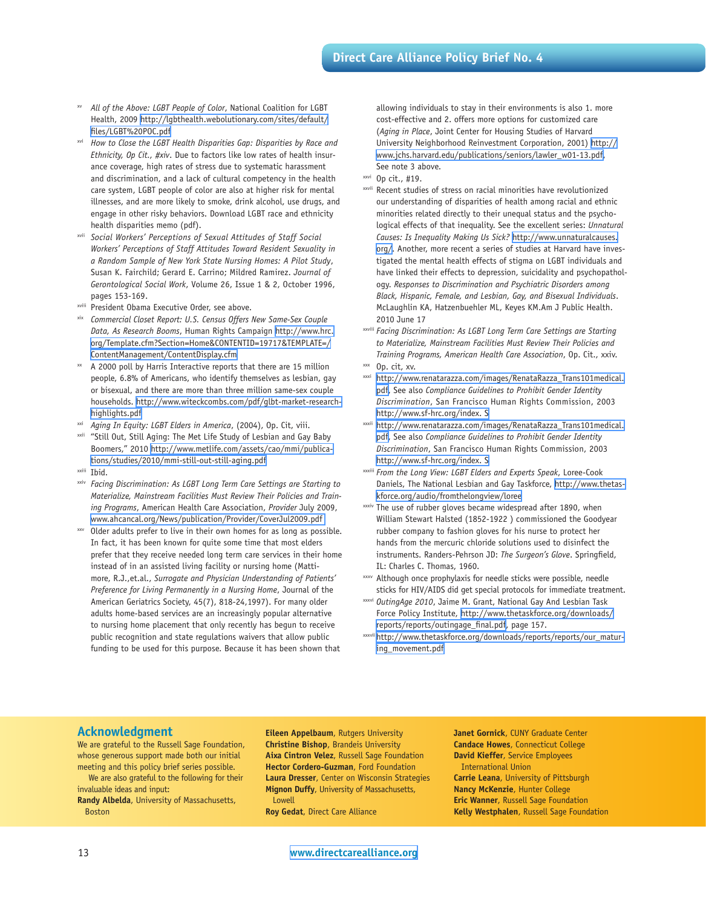[xv] *All of the Above: LGBT People of Color*, National Coalition for LGBT Health, 2009 http://lgbthealth.webolutionary.com/sites/default/files/LGBT%20POC.pdf

[xvi] *How to Close the LGBT Health Disparities Gap: Disparities by Race and Ethnicity, Op Cit., #xiv*. Due to factors like low rates of health insurance coverage, high rates of stress due to systematic harassment and discrimination, and a lack of cultural competency in the health care system, LGBT people of color are also at higher risk for mental illnesses, and are more likely to smoke, drink alcohol, use drugs, and engage in other risky behaviors. Download LGBT race and ethnicity health disparities memo (pdf).

[xvii] *Social Workers' Perceptions of Sexual Attitudes of Staff Social Workers' Perceptions of Staff Attitudes Toward Resident Sexuality in a Random Sample of New York State Nursing Homes: A Pilot Study*, Susan K. Fairchild; Gerard E. Carrino; Mildred Ramirez. *Journal of Gerontological Social Work*, Volume 26, Issue 1 & 2, October 1996, pages 153-169.

[xviii] President Obama Executive Order, see above.

[xix] *Commercial Closet Report: U.S. Census Offers New Same-Sex Couple Data, As Research Booms*, Human Rights Campaign http://www.hrc.org/Template.cfm?Section=Home&CONTENTID=19717&TEMPLATE=/ContentManagement/ContentDisplay.cfm

[xx] A 2000 poll by Harris Interactive reports that there are 15 million people, 6.8% of Americans, who identify themselves as lesbian, gay or bisexual, and there are more than three million same-sex couple households. http://www.witeckcombs.com/pdf/glbt-market-research-highlights.pdf

[xxi] *Aging In Equity: LGBT Elders in America*, (2004), Op. Cit, viii.

[xxii] "Still Out, Still Aging: The Met Life Study of Lesbian and Gay Baby Boomers," 2010 http://www.metlife.com/assets/cao/mmi/publications/studies/2010/mmi-still-out-still-aging.pdf

[xxiii] Ibid.

[xxiv] *Facing Discrimination: As LGBT Long Term Care Settings are Starting to Materialize, Mainstream Facilities Must Review Their Policies and Training Programs*, American Health Care Association, *Provider* July 2009, www.ahcancal.org/News/publication/Provider/CoverJul2009.pdf

[xxv] Older adults prefer to live in their own homes for as long as possible. In fact, it has been known for quite some time that most elders prefer that they receive needed long term care services in their home instead of in an assisted living facility or nursing home (Mattimore, R.J.,et.al., *Surrogate and Physician Understanding of Patients' Preference for Living Permanently in a Nursing Home*, Journal of the American Geriatrics Society, 45(7), 818-24,1997). For many older adults home-based services are an increasingly popular alternative to nursing home placement that only recently has begun to receive public recognition and state regulations waivers that allow public funding to be used for this purpose. Because it has been shown that allowing individuals to stay in their environments is also 1. more cost-effective and 2. offers more options for customized care (*Aging in Place*, Joint Center for Housing Studies of Harvard University Neighborhood Reinvestment Corporation, 2001) http://www.jchs.harvard.edu/publications/seniors/lawler_w01-13.pdf, See note 3 above.

[xxvi] Op cit., #19.

[xxvii] Recent studies of stress on racial minorities have revolutionized our understanding of disparities of health among racial and ethnic minorities related directly to their unequal status and the psychological effects of that inequality. See the excellent series: *Unnatural Causes: Is Inequality Making Us Sick?* http://www.unnaturalcauses.org/. Another, more recent a series of studies at Harvard have investigated the mental health effects of stigma on LGBT individuals and have linked their effects to depression, suicidality and psychopathology. *Responses to Discrimination and Psychiatric Disorders among Black, Hispanic, Female, and Lesbian, Gay, and Bisexual Individuals*. McLaughlin KA, Hatzenbuehler ML, Keyes KM.Am J Public Health. 2010 June 17

[xxviii] *Facing Discrimination: As LGBT Long Term Care Settings are Starting to Materialize, Mainstream Facilities Must Review Their Policies and Training Programs, American Health Care Association*, Op. Cit., xxiv.

[xxx] Op. cit, xv.

[xxxi] http://www.renatarazza.com/images/RenataRazza_Trans101medical.pdf, See also *Compliance Guidelines to Prohibit Gender Identity Discrimination*, San Francisco Human Rights Commission, 2003 http://www.sf-hrc.org/index. S

[xxxii] http://www.renatarazza.com/images/RenataRazza_Trans101medical.pdf, See also *Compliance Guidelines to Prohibit Gender Identity Discrimination*, San Francisco Human Rights Commission, 2003 http://www.sf-hrc.org/index. S

[xxxiii] *From the Long View: LGBT Elders and Experts Speak*, Loree-Cook Daniels, The National Lesbian and Gay Taskforce, http://www.thetaskforce.org/audio/fromthelongview/loree

[xxxiv] The use of rubber gloves became widespread after 1890, when William Stewart Halsted (1852-1922 ) commissioned the Goodyear rubber company to fashion gloves for his nurse to protect her hands from the mercuric chloride solutions used to disinfect the instruments. Randers-Pehrson JD: *The Surgeon's Glove*. Springfield, IL: Charles C. Thomas, 1960.

[xxxv] Although once prophylaxis for needle sticks were possible, needle sticks for HIV/AIDS did get special protocols for immediate treatment.

[xxxvi] *OutingAge 2010*, Jaime M. Grant, National Gay And Lesbian Task Force Policy Institute, http://www.thetaskforce.org/downloads/reports/reports/outingage_final.pdf, page 157.

[xxxvii] http://www.thetaskforce.org/downloads/reports/reports/our_maturing_movement.pdf

## Acknowledgment

We are grateful to the Russell Sage Foundation, whose generous support made both our initial meeting and this policy brief series possible.

We are also grateful to the following for their invaluable ideas and input:

**Randy Albelda**, University of Massachusetts, Boston
**Eileen Appelbaum**, Rutgers University
**Christine Bishop**, Brandeis University
**Aixa Cintron Velez**, Russell Sage Foundation
**Hector Cordero-Guzman**, Ford Foundation
**Laura Dresser**, Center on Wisconsin Strategies
**Mignon Duffy**, University of Massachusetts, Lowell
**Roy Gedat**, Direct Care Alliance
**Janet Gornick**, CUNY Graduate Center
**Candace Howes**, Connecticut College
**David Kieffer**, Service Employees International Union
**Carrie Leana**, University of Pittsburgh
**Nancy McKenzie**, Hunter College
**Eric Wanner**, Russell Sage Foundation
**Kelly Westphalen**, Russell Sage Foundation